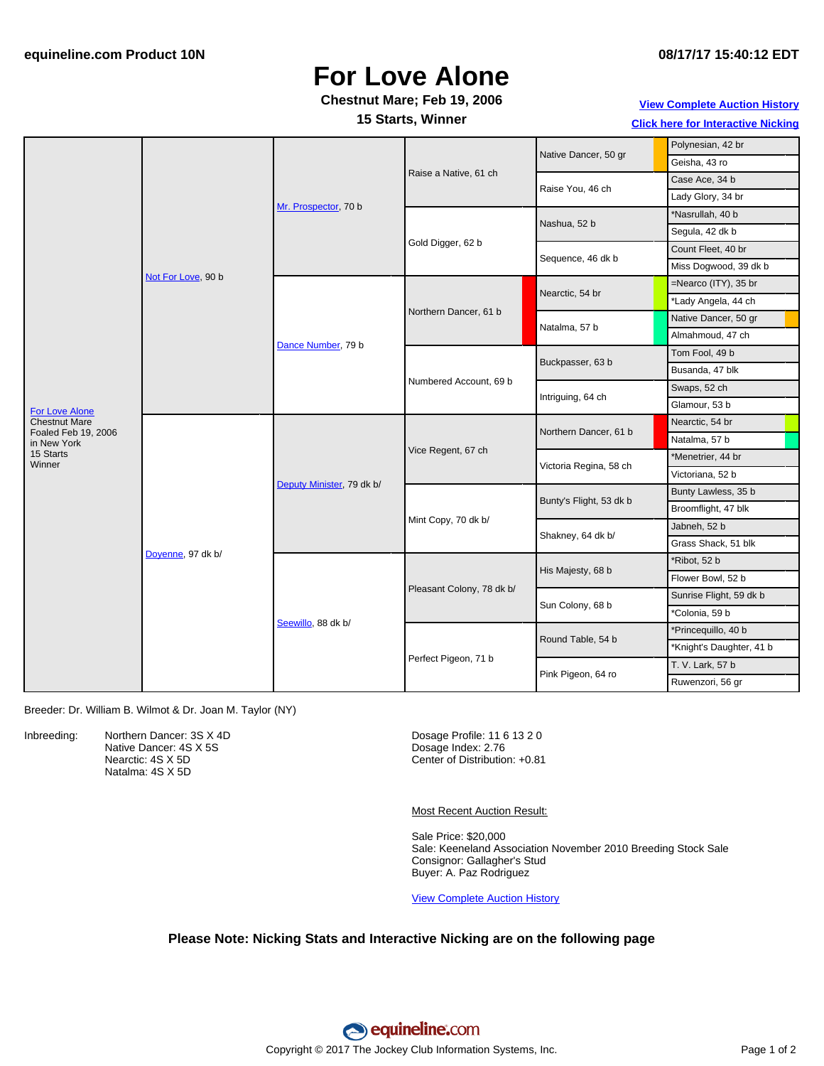equineline.com Product 10N

08/17/17 15:40:12 EDT

# For Love Alone

**Chestnut Mare; Feb 19, 2006**

**15 Starts, Winner**

View Complete Auction History

Click here for Interactive Nicking

| | | | | | |
|---|---|---|---|---|---|
| For Love Alone, Chestnut Mare, Foaled Feb 19, 2006, in New York, 15 Starts, Winner | Not For Love, 90 b | Mr. Prospector, 70 b | Raise a Native, 61 ch | Native Dancer, 50 gr | Polynesian, 42 br |
| | | | | | Geisha, 43 ro |
| | | | | Raise You, 46 ch | Case Ace, 34 b |
| | | | | | Lady Glory, 34 br |
| | | | Gold Digger, 62 b | Nashua, 52 b | *Nasrullah, 40 b |
| | | | | | Segula, 42 dk b |
| | | | | Sequence, 46 dk b | Count Fleet, 40 br |
| | | | | | Miss Dogwood, 39 dk b |
| | | Dance Number, 79 b | Northern Dancer, 61 b | Nearctic, 54 br | =Nearco (ITY), 35 br |
| | | | | | *Lady Angela, 44 ch |
| | | | | Natalma, 57 b | Native Dancer, 50 gr |
| | | | | | Almahmoud, 47 ch |
| | | | Numbered Account, 69 b | Buckpasser, 63 b | Tom Fool, 49 b |
| | | | | | Busanda, 47 blk |
| | | | | Intriguing, 64 ch | Swaps, 52 ch |
| | | | | | Glamour, 53 b |
| | Doyenne, 97 dk b/ | Deputy Minister, 79 dk b/ | Vice Regent, 67 ch | Northern Dancer, 61 b | Nearctic, 54 br |
| | | | | | Natalma, 57 b |
| | | | | Victoria Regina, 58 ch | *Menetrier, 44 br |
| | | | | | Victoriana, 52 b |
| | | | Mint Copy, 70 dk b/ | Bunty's Flight, 53 dk b | Bunty Lawless, 35 b |
| | | | | | Broomflight, 47 blk |
| | | | | Shakney, 64 dk b/ | Jabneh, 52 b |
| | | | | | Grass Shack, 51 blk |
| | | Seewillo, 88 dk b/ | Pleasant Colony, 78 dk b/ | His Majesty, 68 b | *Ribot, 52 b |
| | | | | | Flower Bowl, 52 b |
| | | | | Sun Colony, 68 b | Sunrise Flight, 59 dk b |
| | | | | | *Colonia, 59 b |
| | | | Perfect Pigeon, 71 b | Round Table, 54 b | *Princequillo, 40 b |
| | | | | | *Knight's Daughter, 41 b |
| | | | | Pink Pigeon, 64 ro | T. V. Lark, 57 b |
| | | | | | Ruwenzori, 56 gr |

Breeder: Dr. William B. Wilmot & Dr. Joan M. Taylor (NY)

Inbreeding:
- Northern Dancer: 3S X 4D
- Native Dancer: 4S X 5S
- Nearctic: 4S X 5D
- Natalma: 4S X 5D

Dosage Profile: 11 6 13 2 0
Dosage Index: 2.76
Center of Distribution: +0.81

Most Recent Auction Result:

Sale Price: $20,000
Sale: Keeneland Association November 2010 Breeding Stock Sale
Consignor: Gallagher's Stud
Buyer: A. Paz Rodriguez

View Complete Auction History

**Please Note: Nicking Stats and Interactive Nicking are on the following page**

Copyright © 2017 The Jockey Club Information Systems, Inc.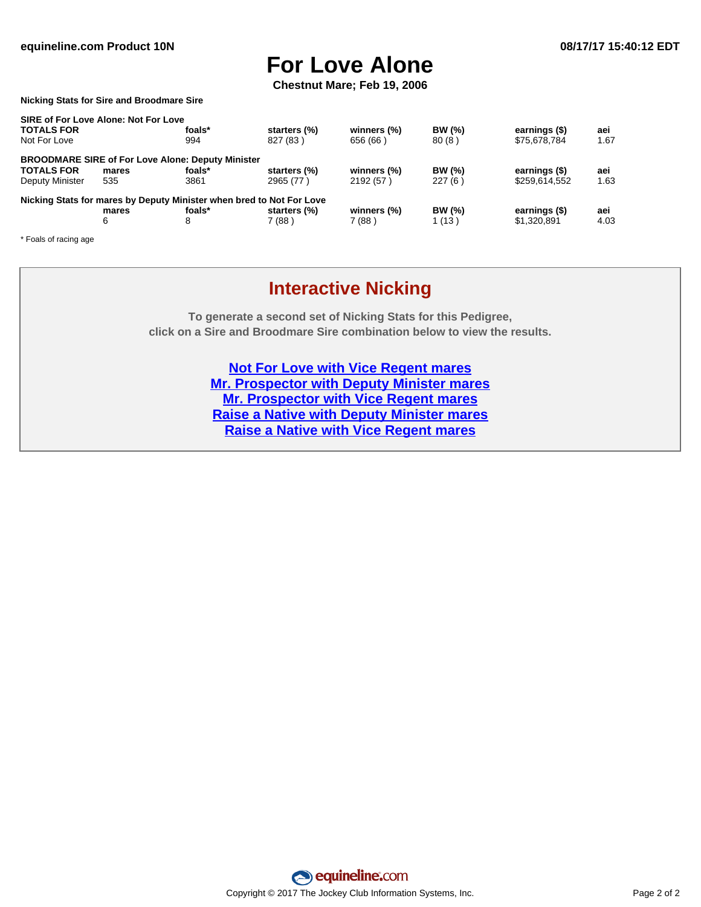# For Love Alone

**Chestnut Mare; Feb 19, 2006**

**Nicking Stats for Sire and Broodmare Sire**

**SIRE of For Love Alone: Not For Love**

| TOTALS FOR | | foals* | starters (%) | winners (%) | BW (%) | earnings ($) | aei |
|---|---|---|---|---|---|---|---|
| Not For Love | | 994 | 827 (83 ) | 656 (66 ) | 80 (8 ) | $75,678,784 | 1.67 |

**BROODMARE SIRE of For Love Alone: Deputy Minister**

| TOTALS FOR | mares | foals* | starters (%) | winners (%) | BW (%) | earnings ($) | aei |
|---|---|---|---|---|---|---|---|
| Deputy Minister | 535 | 3861 | 2965 (77 ) | 2192 (57 ) | 227 (6 ) | $259,614,552 | 1.63 |

**Nicking Stats for mares by Deputy Minister when bred to Not For Love**

| | mares | foals* | starters (%) | winners (%) | BW (%) | earnings ($) | aei |
|---|---|---|---|---|---|---|---|
| | 6 | 8 | 7 (88 ) | 7 (88 ) | 1 (13 ) | $1,320,891 | 4.03 |

* Foals of racing age

## Interactive Nicking

**To generate a second set of Nicking Stats for this Pedigree, click on a Sire and Broodmare Sire combination below to view the results.**

**Not For Love with Vice Regent mares**
**Mr. Prospector with Deputy Minister mares**
**Mr. Prospector with Vice Regent mares**
**Raise a Native with Deputy Minister mares**
**Raise a Native with Vice Regent mares**